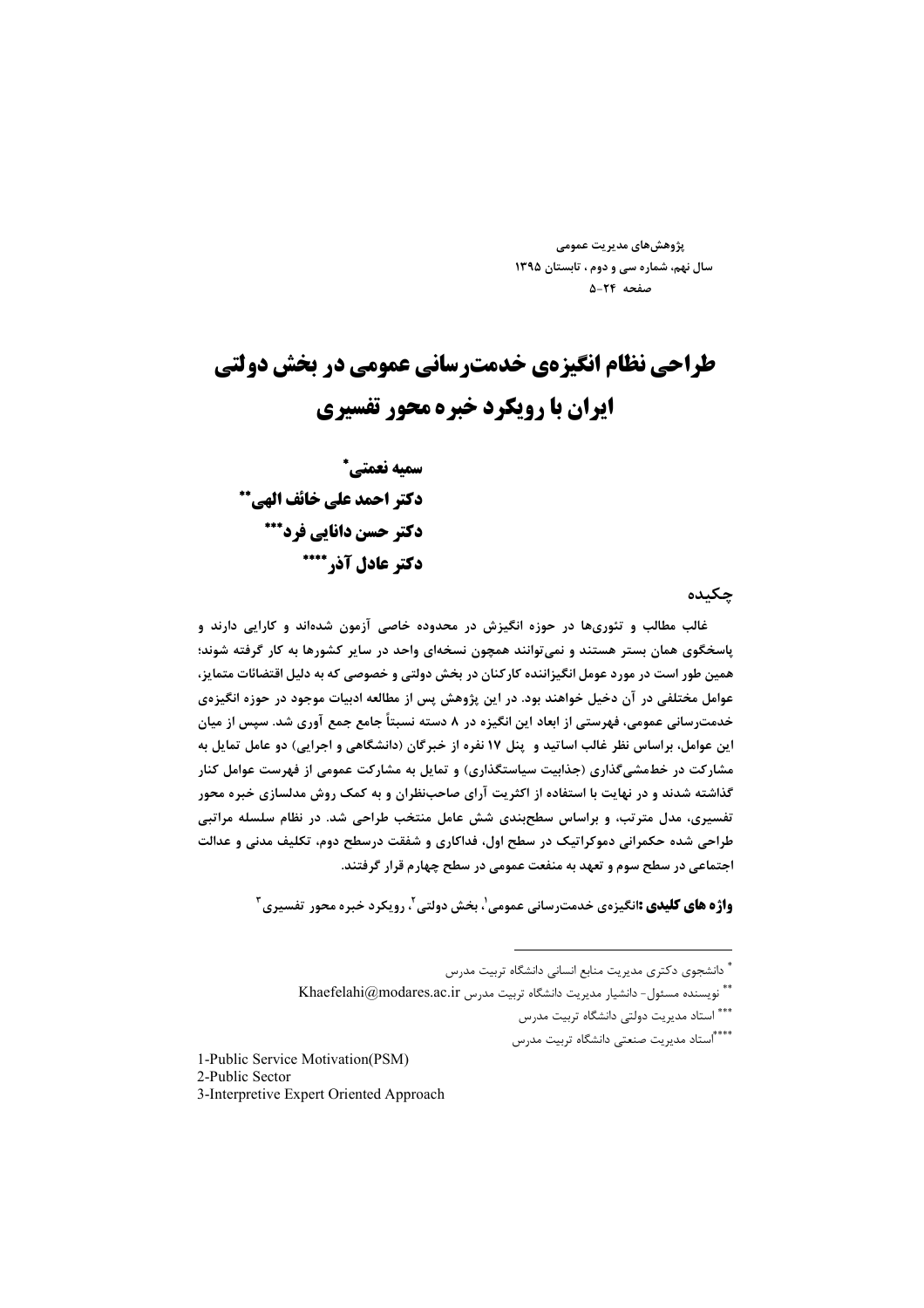پژوهش‌های مدیریت عمومی
سال نهم، شماره سی و دوم ، تابستان ۱۳۹۵
صفحه ۲۴-۵

# طراحی نظام انگیزه‌ی خدمت‌رسانی عمومی در بخش دولتی ایران با رویکرد خبره محور تفسیری

**سمیه نعمتی***
**دکتر احمد علی خائف الهی****
**دکتر حسن دانایی فرد*****
**دکتر عادل آذر******

## چکیده

غالب مطالب و تئوری‌ها در حوزه انگیزش در محدوده خاصی آزمون شده‌اند و کارایی دارند و پاسخگوی همان بستر هستند و نمی‌توانند همچون نسخه‌ای واحد در سایر کشورها به کار گرفته شوند؛ همین طور است در مورد عوامل انگیزاننده کارکنان در بخش دولتی و خصوصی که به دلیل اقتضائات متمایز، عوامل مختلفی در آن دخیل خواهند بود. در این پژوهش پس از مطالعه ادبیات موجود در حوزه انگیزه‌ی خدمت‌رسانی عمومی، فهرستی از ابعاد این انگیزه در ۸ دسته نسبتاً جامع جمع آوری شد. سپس از میان این عوامل، براساس نظر غالب اساتید و پنل ۱۷ نفره از خبرگان (دانشگاهی و اجرایی) دو عامل تمایل به مشارکت در خط‌مشی‌گذاری (جذابیت سیاستگذاری) و تمایل به مشارکت عمومی از فهرست عوامل کنار گذاشته شدند و در نهایت با استفاده از اکثریت آرای صاحب‌نظران و به کمک روش مدلسازی خبره محور تفسیری، مدل مترتب، و براساس سطح‌بندی شش عامل منتخب طراحی شد. در نظام سلسله مراتبی طراحی شده حکمرانی دموکراتیک در سطح اول، فداکاری و شفقت درسطح دوم، تکلیف مدنی و عدالت اجتماعی در سطح سوم و تعهد به منفعت عمومی در سطح چهارم قرار گرفتند.

**واژه های کلیدی :** انگیزه‌ی خدمت‌رسانی عمومی[1]، بخش دولتی[2]، رویکرد خبره محور تفسیری[3]

---

* دانشجوی دکتری مدیریت منابع انسانی دانشگاه تربیت مدرس

** نویسنده مسئول- دانشیار مدیریت دانشگاه تربیت مدرس Khaefelahi@modares.ac.ir

*** استاد مدیریت دولتی دانشگاه تربیت مدرس

**** استاد مدیریت صنعتی دانشگاه تربیت مدرس

1-Public Service Motivation(PSM)
2-Public Sector
3-Interpretive Expert Oriented Approach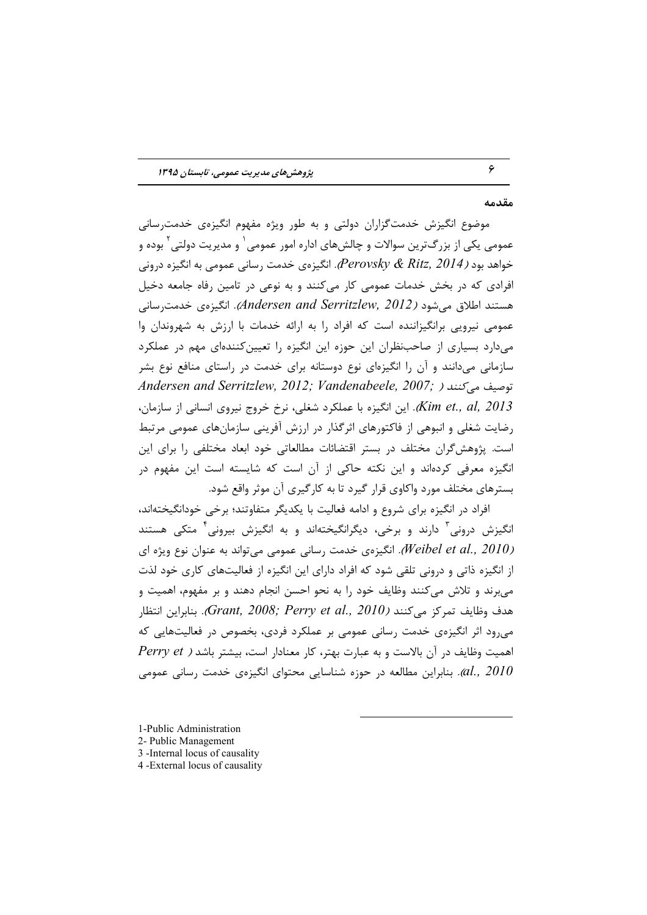## مقدمه

موضوع انگیزش خدمت‌گزاران دولتی و به طور ویژه مفهوم انگیزه‌ی خدمت‌رسانی عمومی یکی از بزرگ‌ترین سوالات و چالش‌های اداره امور عمومی[1] و مدیریت دولتی[2] بوده و خواهد بود (*Perovsky & Ritz, 2014*). انگیزه‌ی خدمت رسانی عمومی به انگیزه درونی افرادی که در بخش خدمات عمومی کار می‌کنند و به نوعی در تامین رفاه جامعه دخیل هستند اطلاق می‌شود (*Andersen and Serritzlew, 2012*). انگیزه‌ی خدمت‌رسانی عمومی نیرویی برانگیزاننده است که افراد را به ارائه خدمات با ارزش به شهروندان وا می‌دارد بسیاری از صاحب‌نظران این حوزه این انگیزه را تعیین‌کننده‌ای مهم در عملکرد سازمانی می‌دانند و آن را انگیزه‌ای نوع دوستانه برای خدمت در راستای منافع نوع بشر توصیف می‌کنند (*Andersen and Serritzlew, 2012; Vandenabeele, 2007; Kim et., al, 2013*). این انگیزه با عملکرد شغلی، نرخ خروج نیروی انسانی از سازمان، رضایت شغلی و انبوهی از فاکتورهای اثرگذار در ارزش آفرینی سازمان‌های عمومی مرتبط است. پژوهش‌گران مختلف در بستر اقتضائات مطالعاتی خود ابعاد مختلفی را برای این انگیزه معرفی کرده‌اند و این نکته حاکی از آن است که شایسته است این مفهوم در بسترهای مختلف مورد واکاوی قرار گیرد تا به کارگیری آن موثر واقع شود.

افراد در انگیزه برای شروع و ادامه فعالیت با یکدیگر متفاوتند؛ برخی خودانگیخته‌اند، انگیزش درونی[3] دارند و برخی، دیگرانگیخته‌اند و به انگیزش بیرونی[4] متکی هستند (*Weibel et al., 2010*). انگیزه‌ی خدمت رسانی عمومی می‌تواند به عنوان نوع ویژه ای از انگیزه ذاتی و درونی تلقی شود که افراد دارای این انگیزه از فعالیت‌های کاری خود لذت می‌برند و تلاش می‌کنند وظایف خود را به نحو احسن انجام دهند و بر مفهوم، اهمیت و هدف وظایف تمرکز می‌کنند (*Grant, 2008; Perry et al., 2010*). بنابراین انتظار می‌رود اثر انگیزه‌ی خدمت رسانی عمومی بر عملکرد فردی، بخصوص در فعالیت‌هایی که اهمیت وظایف در آن بالاست و به عبارت بهتر، کار معنادار است، بیشتر باشد (*Perry et al., 2010*). بنابراین مطالعه در حوزه شناسایی محتوای انگیزه‌ی خدمت رسانی عمومی

---

1-Public Administration
2- Public Management
3 -Internal locus of causality
4 -External locus of causality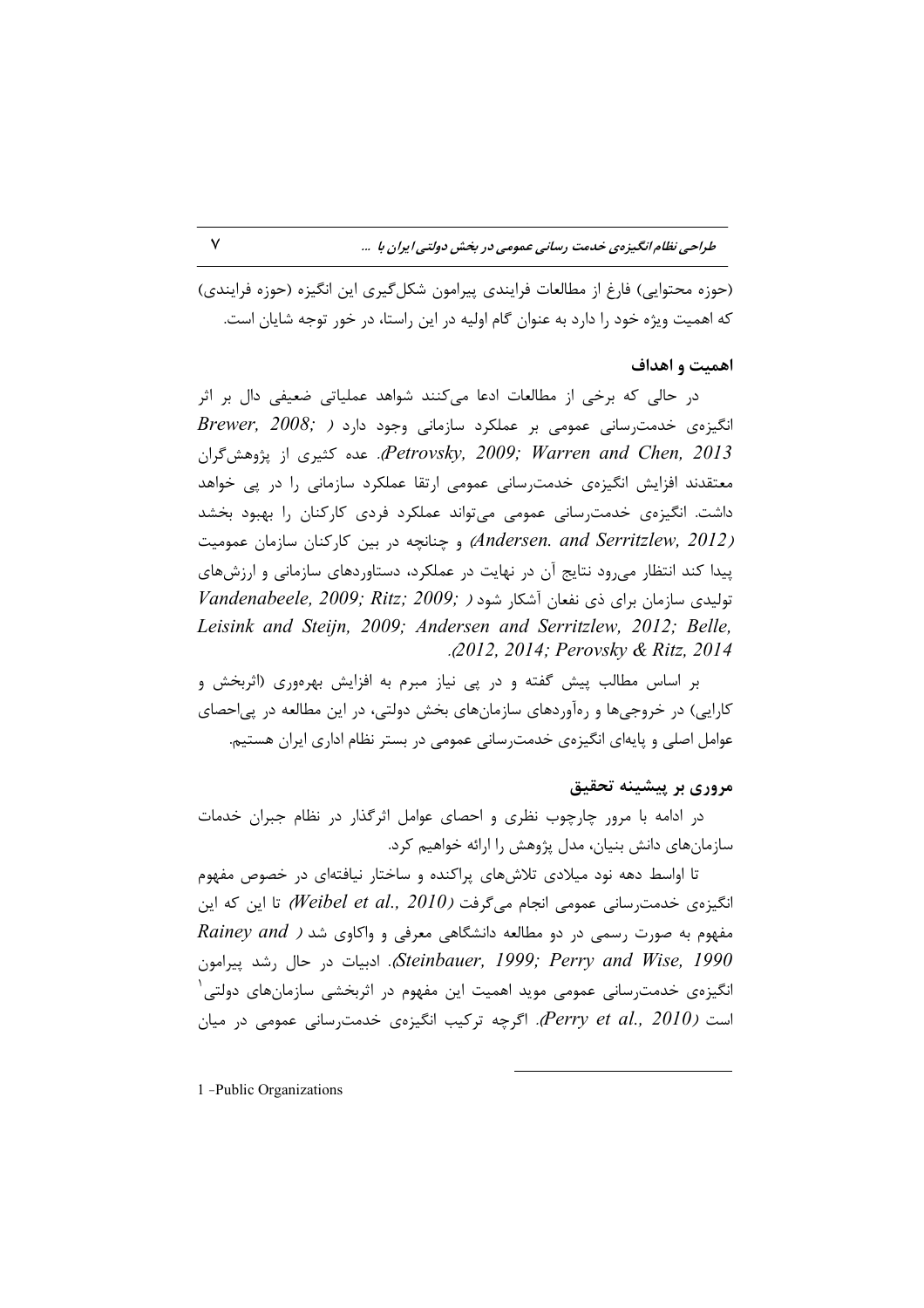(حوزه محتوایی) فارغ از مطالعات فرایندی پیرامون شکل‌گیری این انگیزه (حوزه فرایندی) که اهمیت ویژه خود را دارد به عنوان گام اولیه در این راستا، در خور توجه شایان است.

### اهمیت و اهداف

در حالی که برخی از مطالعات ادعا می‌کنند شواهد عملیاتی ضعیفی دال بر اثر انگیزه‌ی خدمت‌رسانی عمومی بر عملکرد سازمانی وجود دارد (*Brewer, 2008; Petrovsky, 2009; Warren and Chen, 2013*). عده کثیری از پژوهش‌گران معتقدند افزایش انگیزه‌ی خدمت‌رسانی عمومی ارتقا عملکرد سازمانی را در پی خواهد داشت. انگیزه‌ی خدمت‌رسانی عمومی می‌تواند عملکرد فردی کارکنان را بهبود بخشد (*Andersen. and Serritzlew, 2012*) و چنانچه در بین کارکنان سازمان عمومیت پیدا کند انتظار می‌رود نتایج آن در نهایت در عملکرد، دستاوردهای سازمانی و ارزش‌های تولیدی سازمان برای ذی نفعان آشکار شود (*Vandenabeele, 2009; Ritz; 2009; Leisink and Steijn, 2009; Andersen and Serritzlew, 2012; Belle, 2012, 2014; Perovsky & Ritz, 2014*).

بر اساس مطالب پیش گفته و در پی نیاز مبرم به افزایش بهره‌وری (اثربخش و کارایی) در خروجی‌ها و ره‌آوردهای سازمان‌های بخش دولتی، در این مطالعه در پی‌احصای عوامل اصلی و پایه‌ای انگیزه‌ی خدمت‌رسانی عمومی در بستر نظام اداری ایران هستیم.

### مروری بر پیشینه تحقیق

در ادامه با مرور چارچوب نظری و احصای عوامل اثرگذار در نظام جبران خدمات سازمان‌های دانش بنیان، مدل پژوهش را ارائه خواهیم کرد.

تا اواسط دهه نود میلادی تلاش‌های پراکنده و ساختار نیافته‌ای در خصوص مفهوم انگیزه‌ی خدمت‌رسانی عمومی انجام می‌گرفت (*Weibel et al., 2010*) تا این که این مفهوم به صورت رسمی در دو مطالعه دانشگاهی معرفی و واکاوی شد (*Rainey and Steinbauer, 1999; Perry and Wise, 1990*). ادبیات در حال رشد پیرامون انگیزه‌ی خدمت‌رسانی عمومی موید اهمیت این مفهوم در اثربخشی سازمان‌های دولتی[1] است (*Perry et al., 2010*). اگرچه ترکیب انگیزه‌ی خدمت‌رسانی عمومی در میان

---

1 -Public Organizations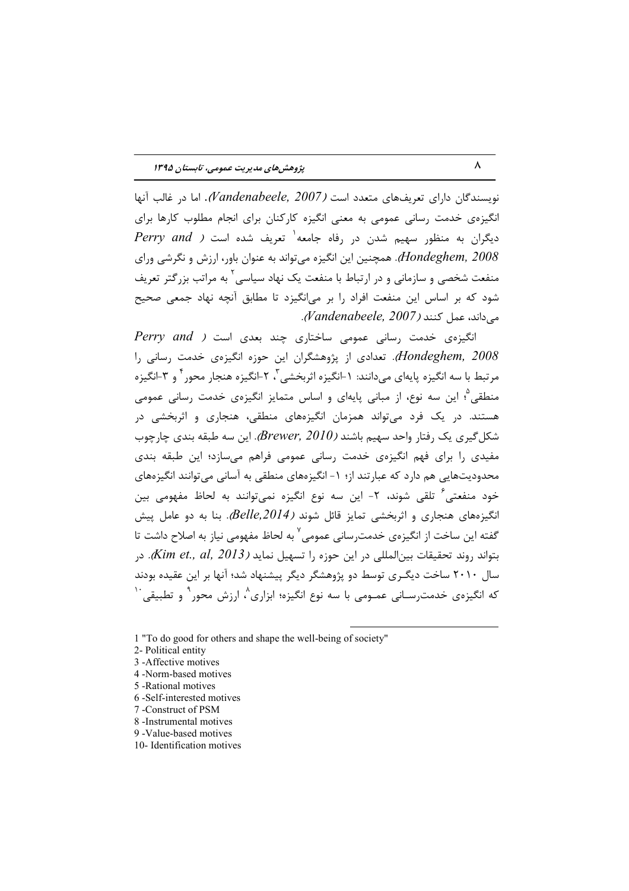نویسندگان دارای تعریف‌های متعدد است (Vandenabeele, 2007). اما در غالب آنها انگیزه‌ی خدمت رسانی عمومی به معنی انگیزه کارکنان برای انجام مطلوب کارها برای دیگران به منظور سهیم شدن در رفاه جامعه[1] تعریف شده است (Perry and Hondeghem, 2008). همچنین این انگیزه می‌تواند به عنوان باور، ارزش و نگرشی ورای منفعت شخصی و سازمانی و در ارتباط با منفعت یک نهاد سیاسی[2] به مراتب بزرگتر تعریف شود که بر اساس این منفعت افراد را بر می‌انگیزد تا مطابق آنچه نهاد جمعی صحیح می‌داند، عمل کنند (Vandenabeele, 2007).

انگیزه‌ی خدمت رسانی عمومی ساختاری چند بعدی است (Perry and Hondeghem, 2008). تعدادی از پژوهشگران این حوزه انگیزه‌ی خدمت رسانی را مرتبط با سه انگیزه پایه‌ای می‌دانند: ۱-انگیزه اثربخشی[3]، ۲-انگیزه هنجار محور[4] و ۳-انگیزه منطقی[5]؛ این سه نوع، از مبانی پایه‌ای و اساس متمایز انگیزه‌ی خدمت رسانی عمومی هستند. در یک فرد می‌تواند همزمان انگیزه‌های منطقی، هنجاری و اثربخشی در شکل‌گیری یک رفتار واحد سهیم باشند (Brewer, 2010). این سه طبقه بندی چارچوب مفیدی را برای فهم انگیزه‌ی خدمت رسانی عمومی فراهم می‌سازد؛ این طبقه بندی محدودیت‌هایی هم دارد که عبارتند از؛ ۱- انگیزه‌های منطقی به آسانی می‌توانند انگیزه‌های خود منفعتی[6] تلقی شوند، ۲- این سه نوع انگیزه نمی‌توانند به لحاظ مفهومی بین انگیزه‌های هنجاری و اثربخشی تمایز قائل شوند (Belle,2014). بنا به دو عامل پیش گفته این ساخت از انگیزه‌ی خدمت‌رسانی عمومی[7] به لحاظ مفهومی نیاز به اصلاح داشت تا بتواند روند تحقیقات بین‌المللی در این حوزه را تسهیل نماید (Kim et., al, 2013). در سال ۲۰۱۰ ساخت دیگری توسط دو پژوهشگر دیگر پیشنهاد شد؛ آنها بر این عقیده بودند که انگیزه‌ی خدمت‌رسانی عمومی با سه نوع انگیزه؛ ابزاری[8]، ارزش محور[9] و تطبیقی[10]

---

1 "To do good for others and shape the well-being of society"

2- Political entity

3 -Affective motives

4 -Norm-based motives

5 -Rational motives

6 -Self-interested motives

7 -Construct of PSM

8 -Instrumental motives

9 -Value-based motives

10- Identification motives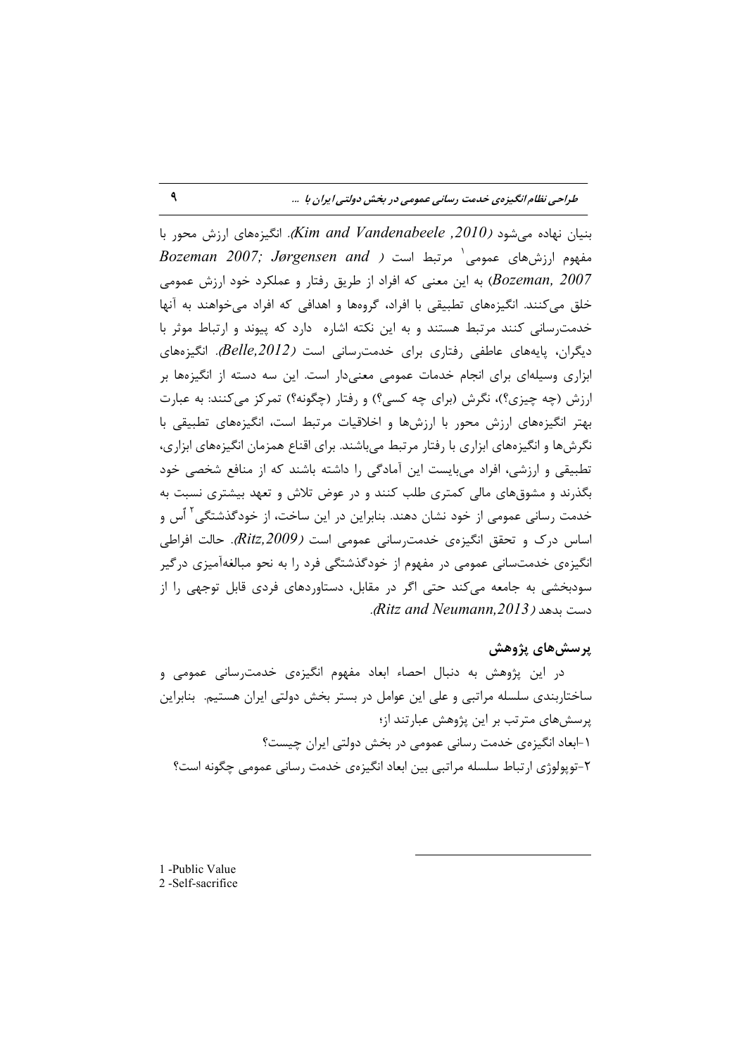بنیان نهاده می‌شود (*Kim and Vandenabeele ,2010*). انگیزه‌های ارزش محور با مفهوم ارزش‌های عمومی[1] مرتبط است (*Bozeman 2007; Jørgensen and Bozeman, 2007*) به این معنی که افراد از طریق رفتار و عملکرد خود ارزش عمومی خلق می‌کنند. انگیزه‌های تطبیقی با افراد، گروه‌ها و اهدافی که افراد می‌خواهند به آنها خدمت‌رسانی کنند مرتبط هستند و به این نکته اشاره دارد که پیوند و ارتباط موثر با دیگران، پایه‌های عاطفی رفتاری برای خدمت‌رسانی است (*Belle,2012*). انگیزه‌های ابزاری وسیله‌ای برای انجام خدمات عمومی معنی‌دار است. این سه دسته از انگیزه‌ها بر ارزش (چه چیزی؟)، نگرش (برای چه کسی؟) و رفتار (چگونه؟) تمرکز می‌کنند: به عبارت بهتر انگیزه‌های ارزش محور با ارزش‌ها و اخلاقیات مرتبط است، انگیزه‌های تطبیقی با نگرش‌ها و انگیزه‌های ابزاری با رفتار مرتبط می‌باشند. برای اقناع همزمان انگیزه‌های ابزاری، تطبیقی و ارزشی، افراد می‌بایست این آمادگی را داشته باشند که از منافع شخصی خود بگذرند و مشوق‌های مالی کمتری طلب کنند و در عوض تلاش و تعهد بیشتری نسبت به خدمت رسانی عمومی از خود نشان دهند. بنابراین در این ساخت، از خودگذشتگی[2] اُس و اساس درک و تحقق انگیزه‌ی خدمت‌رسانی عمومی است (*Ritz,2009*). حالت افراطی انگیزه‌ی خدمت‌سانی عمومی در مفهوم از خودگذشتگی فرد را به نحو مبالغه‌آمیزی درگیر سودبخشی به جامعه می‌کند حتی اگر در مقابل، دستاوردهای فردی قابل توجهی را از دست بدهد (*Ritz and Neumann,2013*).

## پرسش‌های پژوهش

در این پژوهش به دنبال احصاء ابعاد مفهوم انگیزه‌ی خدمت‌رسانی عمومی و ساختاربندی سلسله مراتبی و علی این عوامل در بستر بخش دولتی ایران هستیم. بنابراین پرسش‌های مترتب بر این پژوهش عبارتند از؛

۱-ابعاد انگیزه‌ی خدمت رسانی عمومی در بخش دولتی ایران چیست؟

۲-توپولوژی ارتباط سلسله مراتبی بین ابعاد انگیزه‌ی خدمت رسانی عمومی چگونه است؟

---

1 -Public Value
2 -Self-sacrifice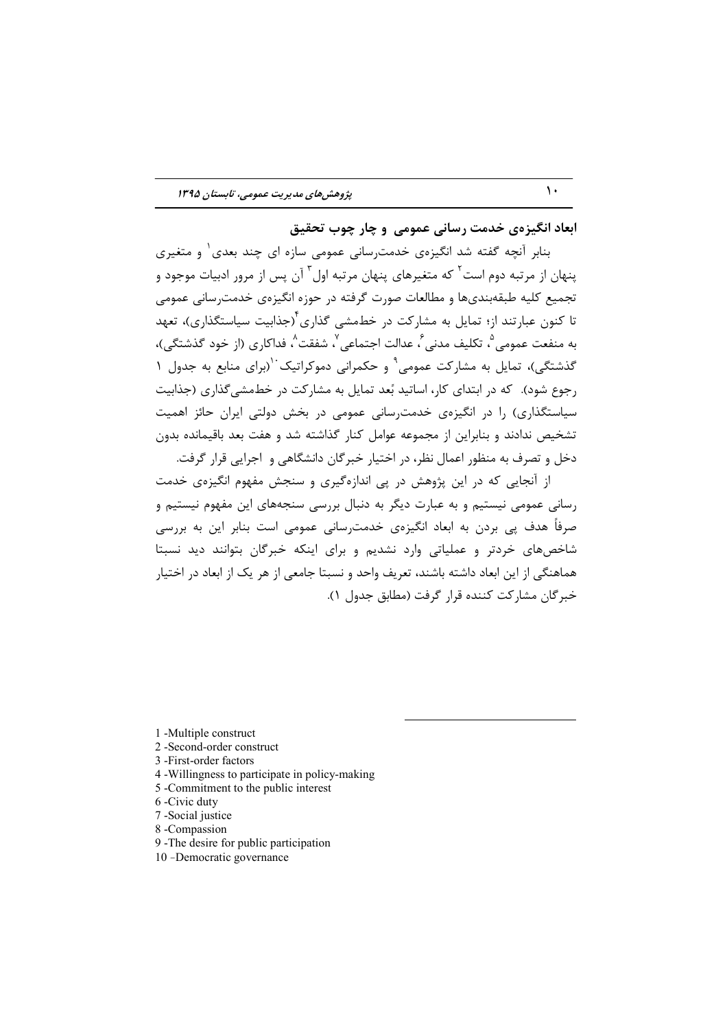## ابعاد انگیزه‌ی خدمت رسانی عمومی و چار چوب تحقیق

بنابر آنچه گفته شد انگیزه‌ی خدمت‌رسانی عمومی سازه ای چند بعدی[1] و متغیری پنهان از مرتبه دوم است[2] که متغیرهای پنهان مرتبه اول[3] آن پس از مرور ادبیات موجود و تجمیع کلیه طبقه‌بندی‌ها و مطالعات صورت گرفته در حوزه انگیزه‌ی خدمت‌رسانی عمومی تا کنون عبارتند از؛ تمایل به مشارکت در خط‌مشی گذاری[4](جذابیت سیاستگذاری)، تعهد به منفعت عمومی[5]، تکلیف مدنی[6]، عدالت اجتماعی[7]، شفقت[8]، فداکاری (از خود گذشتگی)، گذشتگی)، تمایل به مشارکت عمومی[9] و حکمرانی دموکراتیک[10](برای منابع به جدول ۱ رجوع شود). که در ابتدای کار، اساتید بُعد تمایل به مشارکت در خط‌مشی‌گذاری (جذابیت سیاستگذاری) را در انگیزه‌ی خدمت‌رسانی عمومی در بخش دولتی ایران حائز اهمیت تشخیص ندادند و بنابراین از مجموعه عوامل کنار گذاشته شد و هفت بعد باقیمانده بدون دخل و تصرف به منظور اعمال نظر، در اختیار خبرگان دانشگاهی و اجرایی قرار گرفت.

از آنجایی که در این پژوهش در پی اندازه‌گیری و سنجش مفهوم انگیزه‌ی خدمت رسانی عمومی نیستیم و به عبارت دیگر به دنبال بررسی سنجه‌های این مفهوم نیستیم و صرفاً هدف پی بردن به ابعاد انگیزه‌ی خدمت‌رسانی عمومی است بنابر این به بررسی شاخص‌های خردتر و عملیاتی وارد نشدیم و برای اینکه خبرگان بتوانند دید نسبتا هماهنگی از این ابعاد داشته باشند، تعریف واحد و نسبتا جامعی از هر یک از ابعاد در اختیار خبرگان مشارکت کننده قرار گرفت (مطابق جدول ۱).

---

1 -Multiple construct
2 -Second-order construct
3 -First-order factors
4 -Willingness to participate in policy-making
5 -Commitment to the public interest
6 -Civic duty
7 -Social justice
8 -Compassion
9 -The desire for public participation
10 –Democratic governance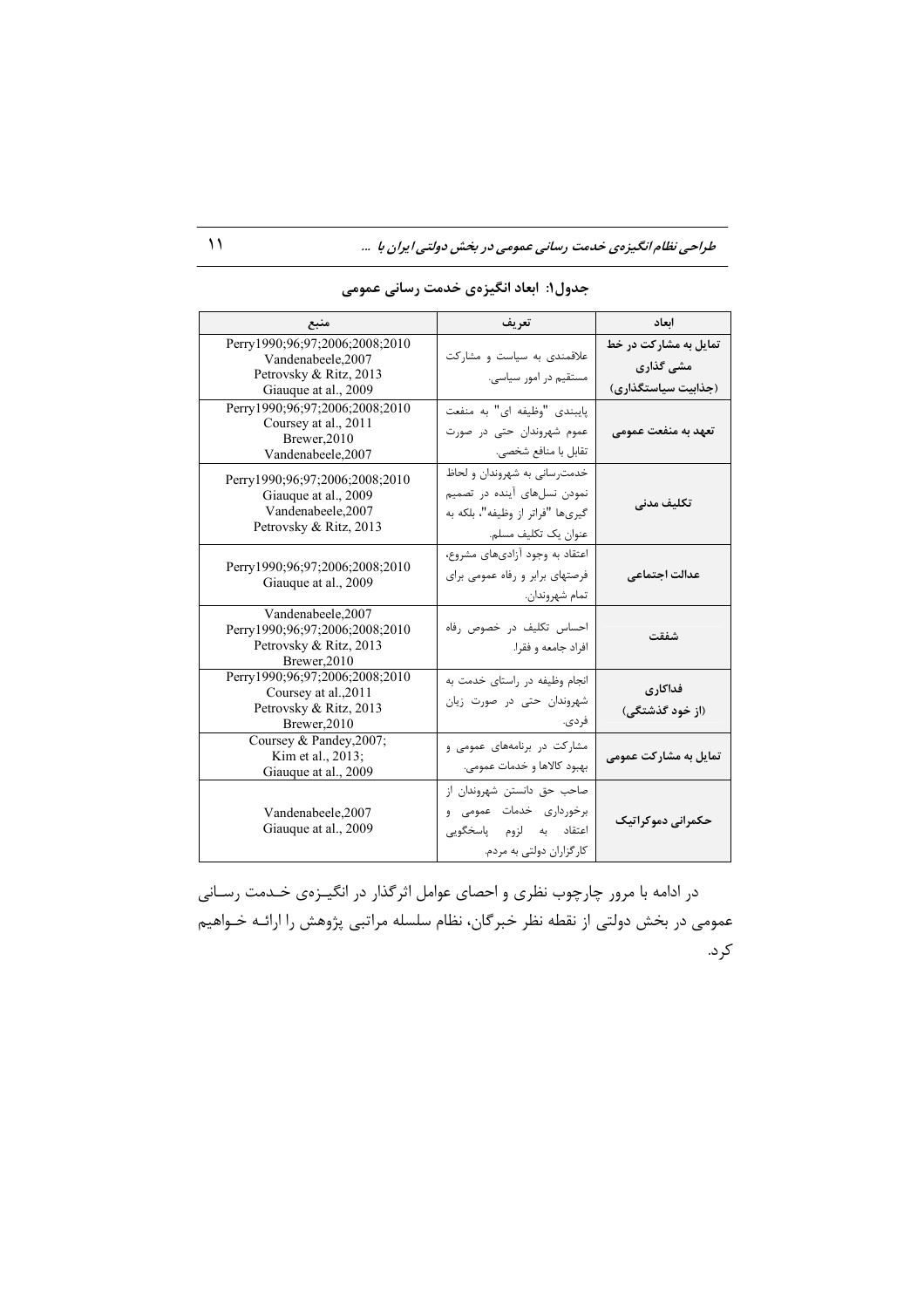**جدول۱: ابعاد انگیزه‌ی خدمت رسانی عمومی**

| ابعاد | تعریف | منبع |
|---|---|---|
| **تمایل به مشارکت در خط مشی گذاری (جذابیت سیاستگذاری)** | علاقمندی به سیاست و مشارکت مستقیم در امور سیاسی. | Perry1990;96;97;2006;2008;2010 Vandenabeele,2007 Petrovsky & Ritz, 2013 Giauque at al., 2009 |
| **تعهد به منفعت عمومی** | پایبندی "وظیفه ای" به منفعت عموم شهروندان حتی در صورت تقابل با منافع شخصی. | Perry1990;96;97;2006;2008;2010 Coursey at al., 2011 Brewer,2010 Vandenabeele,2007 |
| **تکلیف مدنی** | خدمت‌رسانی به شهروندان و لحاظ نمودن نسل‌های آینده در تصمیم گیری‌ها "فراتر از وظیفه"، بلکه به عنوان یک تکلیف مسلم. | Perry1990;96;97;2006;2008;2010 Giauque at al., 2009 Vandenabeele,2007 Petrovsky & Ritz, 2013 |
| **عدالت اجتماعی** | اعتقاد به وجود آزادی‌های مشروع، فرصتهای برابر و رفاه عمومی برای تمام شهروندان. | Perry1990;96;97;2006;2008;2010 Giauque at al., 2009 |
| **شفقت** | احساس تکلیف در خصوص رفاه افراد جامعه و فقرا. | Vandenabeele,2007 Perry1990;96;97;2006;2008;2010 Petrovsky & Ritz, 2013 Brewer,2010 |
| **فداکاری (از خود گذشتگی)** | انجام وظیفه در راستای خدمت به شهروندان حتی در صورت زیان فردی. | Perry1990;96;97;2006;2008;2010 Coursey at al.,2011 Petrovsky & Ritz, 2013 Brewer,2010 |
| **تمایل به مشارکت عمومی** | مشارکت در برنامه‌های عمومی و بهبود کالاها و خدمات عمومی. | Coursey & Pandey,2007; Kim et al., 2013; Giauque at al., 2009 |
| **حکمرانی دموکراتیک** | صاحب حق دانستن شهروندان از برخورداری خدمات عمومی و اعتقاد به لزوم پاسخگویی کارگزاران دولتی به مردم. | Vandenabeele,2007 Giauque at al., 2009 |

در ادامه با مرور چارچوب نظری و احصای عوامل اثرگذار در انگیزه‌ی خدمت رسانی عمومی در بخش دولتی از نقطه نظر خبرگان، نظام سلسله مراتبی پژوهش را ارائه خواهیم کرد.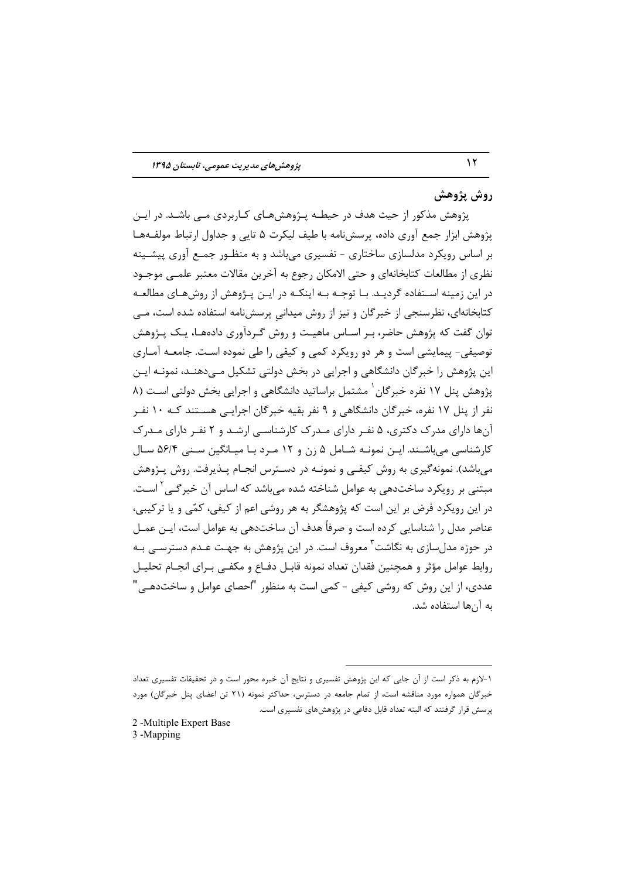## روش پژوهش

پژوهش مذکور از حیث هدف در حیطه پژوهش‌های کاربردی می باشد. در این پژوهش ابزار جمع آوری داده، پرسش‌نامه با طیف لیکرت ۵ تایی و جداول ارتباط مولفه‌ها بر اساس رویکرد مدلسازی ساختاری - تفسیری می‌باشد و به منظور جمع آوری پیشینه نظری از مطالعات کتابخانه‌ای و حتی الامکان رجوع به آخرین مقالات معتبر علمی موجود در این زمینه استفاده گردید. با توجه به اینکه در این پژوهش از روش‌های مطالعه کتابخانه‌ای، نظرسنجی از خبرگان و نیز از روش میدانیِ پرسش‌نامه استفاده شده است، می توان گفت که پژوهش حاضر، بر اساس ماهیت و روش گردآوری داده‌ها، یک پژوهش توصیفی- پیمایشی است و هر دو رویکرد کمی و کیفی را طی نموده است. جامعه آماری این پژوهش را خبرگان دانشگاهی و اجرایی در بخش دولتی تشکیل می‌دهند، نمونه این پژوهش پنل ۱۷ نفره خبرگان[1] مشتمل براساتید دانشگاهی و اجرایی بخش دولتی است (۸ نفر از پنل ۱۷ نفره، خبرگان دانشگاهی و ۹ نفر بقیه خبرگان اجرایی هستند که ۱۰ نفر آن‌ها دارای مدرک دکتری، ۵ نفر دارای مدرک کارشناسی ارشد و ۲ نفر دارای مدرک کارشناسی می‌باشند. این نمونه شامل ۵ زن و ۱۲ مرد با میانگین سنی ۵۶/۴ سال می‌باشد). نمونه‌گیری به روش کیفی و نمونه در دسترس انجام پذیرفت. روش پژوهش مبتنی بر رویکرد ساخت‌دهی به عوامل شناخته شده می‌باشد که اساس آن خبرگی[2] است. در این رویکرد فرض بر این است که پژوهشگر به هر روشی اعم از کیفی، کمّی و یا ترکیبی، عناصر مدل را شناسایی کرده است و صرفاً هدف آن ساخت‌دهی به عوامل است، این عمل در حوزه مدل‌سازی به نگاشت[3] معروف است. در این پژوهش به جهت عدم دسترسی به روابط عوامل مؤثر و همچنین فقدان تعداد نمونه قابل دفاع و مکفی برای انجام تحلیل عددی، از این روش که روشی کیفی - کمی است به منظور "احصای عوامل و ساخت‌دهی" به آن‌ها استفاده شد.

---

۱-لازم به ذکر است از آن جایی که این پژوهش تفسیری و نتایج آن خبره محور است و در تحقیقات تفسیری تعداد خبرگان همواره مورد مناقشه است، از تمام جامعه در دسترس، حداکثر نمونه (۲۱ تن اعضای پنل خبرگان) مورد پرسش قرار گرفتند که البته تعداد قابل دفاعی در پژوهش‌های تفسیری است.

2 -Multiple Expert Base

3 -Mapping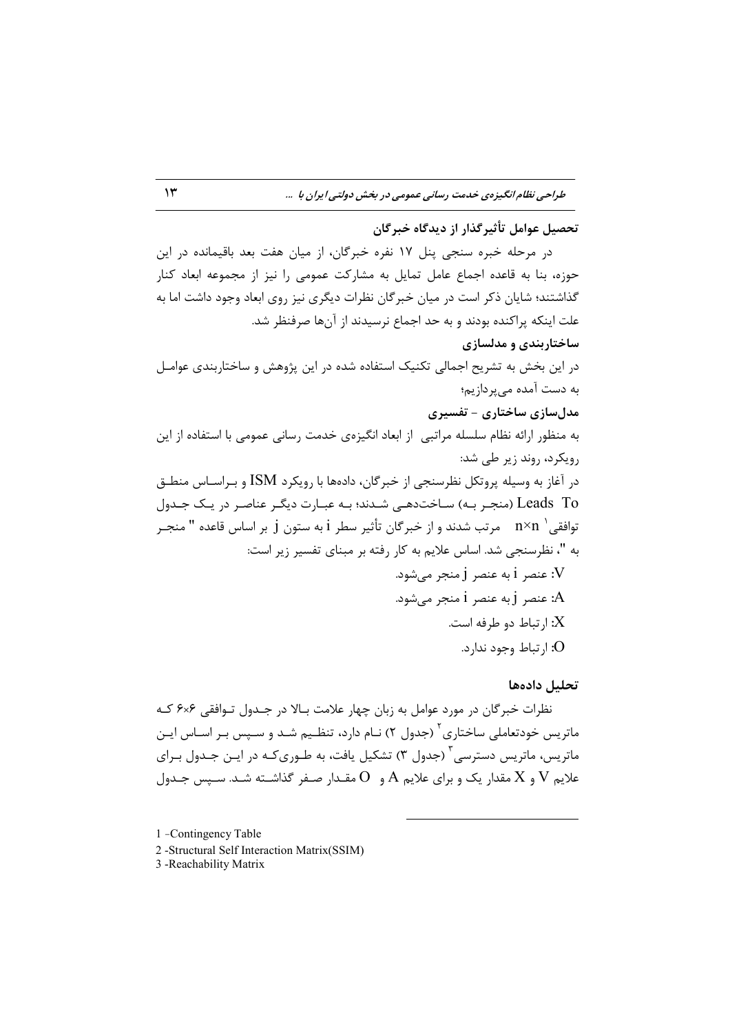### تحصیل عوامل تأثیرگذار از دیدگاه خبرگان

در مرحله خبره سنجی پنل ۱۷ نفره خبرگان، از میان هفت بعد باقیمانده در این حوزه، بنا به قاعده اجماع عامل تمایل به مشارکت عمومی را نیز از مجموعه ابعاد کنار گذاشتند؛ شایان ذکر است در میان خبرگان نظرات دیگری نیز روی ابعاد وجود داشت اما به علت اینکه پراکنده بودند و به حد اجماع نرسیدند از آن‌ها صرفنظر شد.

### ساختاربندی و مدلسازی

در این بخش به تشریح اجمالی تکنیک استفاده شده در این پژوهش و ساختاربندی عوامل به دست آمده می‌پردازیم؛

### مدل‌سازی ساختاری - تفسیری

به منظور ارائه نظام سلسله مراتبی از ابعاد انگیزه‌ی خدمت رسانی عمومی با استفاده از این رویکرد، روند زیر طی شد:

در آغاز به وسیله پروتکل نظرسنجی از خبرگان، داده‌ها با رویکرد ISM و براساس منطق Leads To (منجر به) ساخت‌دهی شدند؛ به عبارت دیگر عناصر در یک جدول توافقی[1] $n \times n$ مرتب شدند و از خبرگان تأثیر سطر i به ستون j بر اساس قاعده " منجر به "، نظرسنجی شد. اساس علایم به کار رفته بر مبنای تفسیر زیر است:

V: عنصر i به عنصر j منجر می‌شود.

A: عنصر j به عنصر i منجر می‌شود.

X: ارتباط دو طرفه است.

O: ارتباط وجود ندارد.

### تحلیل داده‌ها

نظرات خبرگان در مورد عوامل به زبان چهار علامت بالا در جدول توافقی ۶×۶ که ماتریس خودتعاملی ساختاری[2] (جدول ۲) نام دارد، تنظیم شد و سپس بر اساس این ماتریس، ماتریس دسترسی[3] (جدول ۳) تشکیل یافت، به طوری‌که در این جدول برای علایم V و X مقدار یک و برای علایم A و O مقدار صفر گذاشته شد. سپس جدول

---

1 -Contingency Table

2 -Structural Self Interaction Matrix(SSIM)

3 -Reachability Matrix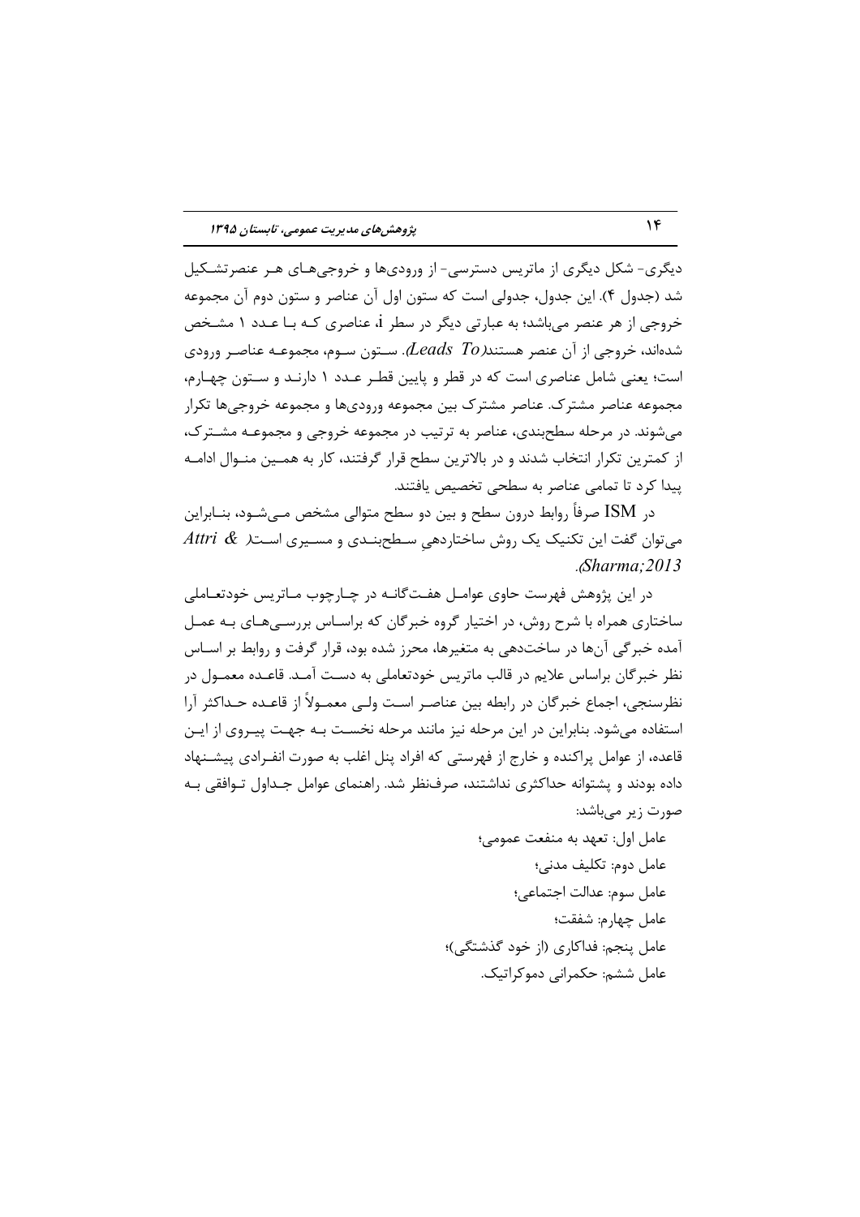دیگری- شکل دیگری از ماتریس دسترسی- از ورودی‌ها و خروجی‌های هر عنصرتشکیل شد (جدول ۴). این جدول، جدولی است که ستون اول آن عناصر و ستون دوم آن مجموعه خروجی از هر عنصر می‌باشد؛ به عبارتی دیگر در سطر i، عناصری که با عدد ۱ مشخص شده‌اند، خروجی از آن عنصر هستند(*Leads To*). ستون سوم، مجموعه عناصر ورودی است؛ یعنی شامل عناصری است که در قطر و پایین قطر عدد ۱ دارند و ستون چهارم، مجموعه عناصر مشترک. عناصر مشترک بین مجموعه ورودی‌ها و مجموعه خروجی‌ها تکرار می‌شوند. در مرحله سطح‌بندی، عناصر به ترتیب در مجموعه خروجی و مجموعه مشترک، از کمترین تکرار انتخاب شدند و در بالاترین سطح قرار گرفتند، کار به همین منوال ادامه پیدا کرد تا تمامی عناصر به سطحی تخصیص یافتند.

در ISM صرفاً روابط درون سطح و بین دو سطح متوالی مشخص می‌شود، بنابراین می‌توان گفت این تکنیک یک روش ساختاردهیِ سطح‌بندی و مسیری است( *Attri & Sharma;2013*).

در این پژوهش فهرست حاوی عوامل هفت‌گانه در چارچوب ماتریس خودتعاملی ساختاری همراه با شرح روش، در اختیار گروه خبرگان که براساس بررسی‌های به عمل آمده خبرگی آن‌ها در ساخت‌دهی به متغیرها، محرز شده بود، قرار گرفت و روابط بر اساس نظر خبرگان براساس علایم در قالب ماتریس خودتعاملی به دست آمد. قاعده معمول در نظرسنجی، اجماع خبرگان در رابطه بین عناصر است ولی معمولاً از قاعده حداکثر آرا استفاده می‌شود. بنابراین در این مرحله نیز مانند مرحله نخست به جهت پیروی از این قاعده، از عوامل پراکنده و خارج از فهرستی که افراد پنل اغلب به صورت انفرادی پیشنهاد داده بودند و پشتوانه حداکثری نداشتند، صرف‌نظر شد. راهنمای عوامل جداول توافقی به صورت زیر می‌باشد:

عامل اول: تعهد به منفعت عمومی؛

عامل دوم: تکلیف مدنی؛

عامل سوم: عدالت اجتماعی؛

عامل چهارم: شفقت؛

عامل پنجم: فداکاری (از خود گذشتگی)؛

عامل ششم: حکمرانی دموکراتیک.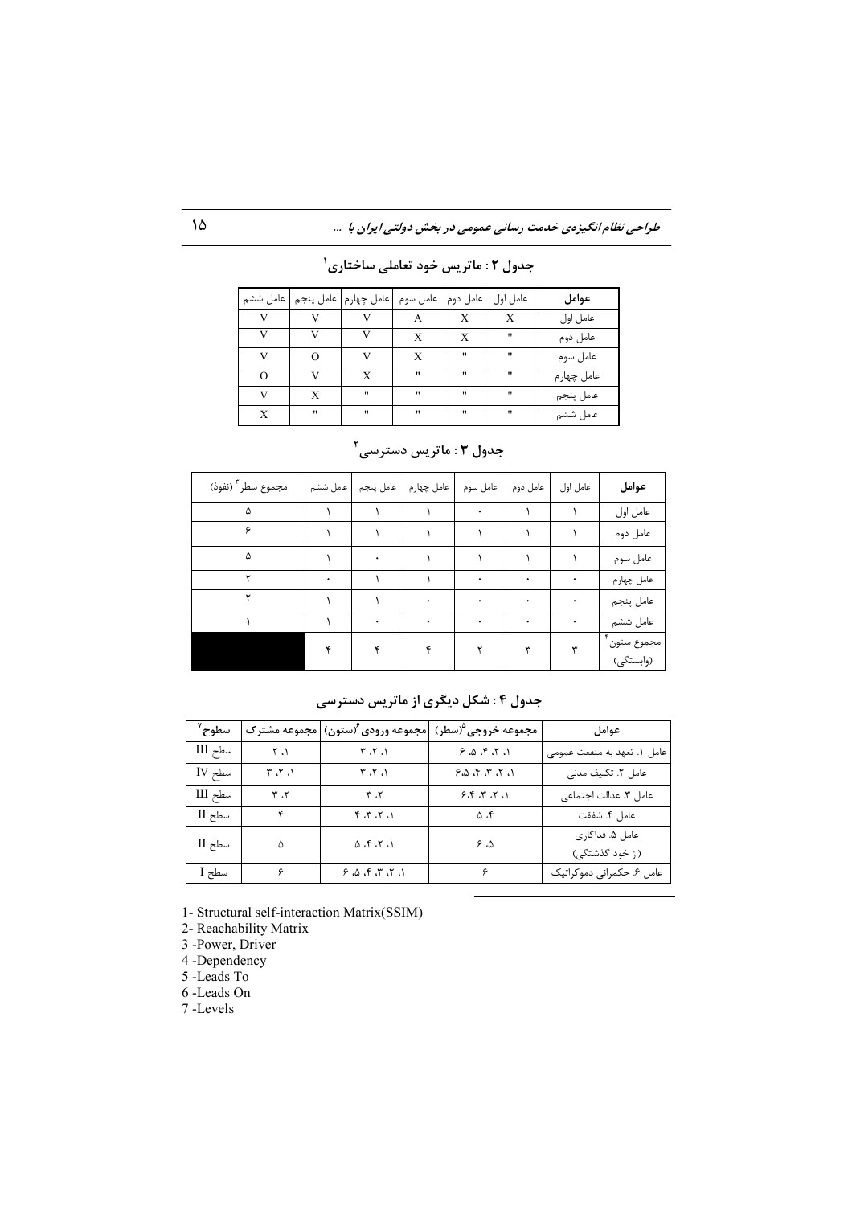### جدول ۲ : ماتریس خود تعاملی ساختاری[1]

| عوامل | عامل اول | عامل دوم | عامل سوم | عامل چهارم | عامل پنجم | عامل ششم |
|---|---|---|---|---|---|---|
| عامل اول | X | X | A | V | V | V |
| عامل دوم | " | X | X | V | V | V |
| عامل سوم | " | " | X | V | O | V |
| عامل چهارم | " | " | " | X | V | O |
| عامل پنجم | " | " | " | " | X | V |
| عامل ششم | " | " | " | " | " | X |

### جدول ۳ : ماتریس دسترسی[2]

| عوامل | عامل اول | عامل دوم | عامل سوم | عامل چهارم | عامل پنجم | عامل ششم | مجموع سطر[3] (نفوذ) |
|---|---|---|---|---|---|---|---|
| عامل اول | ۱ | ۱ | ۰ | ۱ | ۱ | ۱ | ۵ |
| عامل دوم | ۱ | ۱ | ۱ | ۱ | ۱ | ۱ | ۶ |
| عامل سوم | ۱ | ۱ | ۱ | ۱ | ۰ | ۱ | ۵ |
| عامل چهارم | ۰ | ۰ | ۰ | ۱ | ۱ | ۰ | ۲ |
| عامل پنجم | ۰ | ۰ | ۰ | ۰ | ۱ | ۱ | ۲ |
| عامل ششم | ۰ | ۰ | ۰ | ۰ | ۰ | ۱ | ۱ |
| مجموع ستون[4] (وابستگی) | ۳ | ۳ | ۲ | ۴ | ۴ | ۴ | |

### جدول ۴ : شکل دیگری از ماتریس دسترسی

| عوامل | مجموعه خروجی[5](سطر) | مجموعه ورودی[6](ستون) | مجموعه مشترک | سطوح[7] |
|---|---|---|---|---|
| عامل ۱. تعهد به منفعت عمومی | ۱، ۲، ۴، ۵، ۶ | ۱، ۲، ۳ | ۱، ۲ | سطح III |
| عامل ۲. تکلیف مدنی | ۱، ۲، ۳، ۴، ۵، ۶ | ۱، ۲، ۳ | ۱، ۲، ۳ | سطح IV |
| عامل ۳. عدالت اجتماعی | ۱، ۲، ۳، ۴، ۶ | ۲، ۳ | ۲، ۳ | سطح III |
| عامل ۴. شفقت | ۴، ۵ | ۱، ۲، ۳، ۴ | ۴ | سطح II |
| عامل ۵. فداکاری (از خود گذشتگی) | ۵، ۶ | ۱، ۲، ۴، ۵ | ۵ | سطح II |
| عامل ۶. حکمرانی دموکراتیک | ۶ | ۱، ۲، ۳، ۴، ۵، ۶ | ۶ | سطح I |

1- Structural self-interaction Matrix(SSIM)
2- Reachability Matrix
3 -Power, Driver
4 -Dependency
5 -Leads To
6 -Leads On
7 -Levels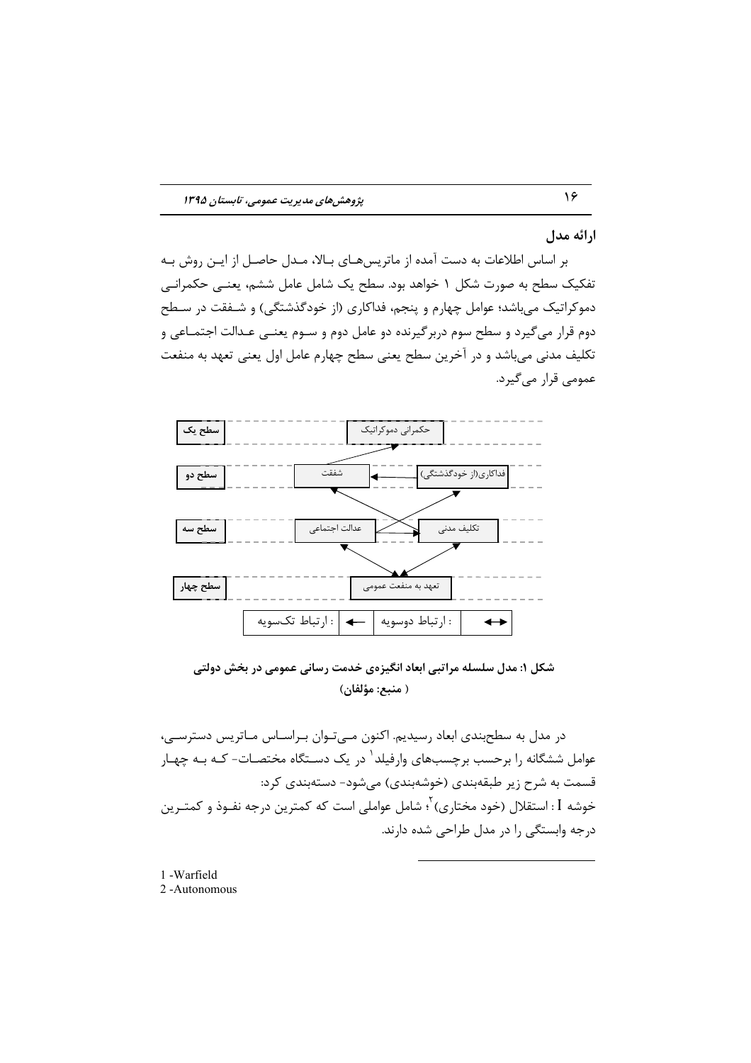## ارائه مدل

بر اساس اطلاعات به دست آمده از ماتریس‌های بالا، مدل حاصل از این روش به تفکیک سطح به صورت شکل ۱ خواهد بود. سطح یک شامل عامل ششم، یعنی حکمرانی دموکراتیک می‌باشد؛ عوامل چهارم و پنجم، فداکاری (از خودگذشتگی) و شفقت در سطح دوم قرار می‌گیرد و سطح سوم دربرگیرنده دو عامل دوم و سوم یعنی عدالت اجتماعی و تکلیف مدنی می‌باشد و در آخرین سطح یعنی سطح چهارم عامل اول یعنی تعهد به منفعت عمومی قرار می‌گیرد.

سطح یک: حکمرانی دموکراتیک

سطح دو: شفقت — فداکاری(از خودگذشتگی)

سطح سه: عدالت اجتماعی — تکلیف مدنی

سطح چهار: تعهد به منفعت عمومی

↔ : ارتباط دوسویه | ← : ارتباط تکسویه

**شکل ۱: مدل سلسله مراتبی ابعاد انگیزه‌ی خدمت رسانی عمومی در بخش دولتی**
**( منبع: مؤلفان)**

در مدل به سطح‌بندی ابعاد رسیدیم. اکنون می‌توان براساس ماتریس دسترسی، عوامل ششگانه را برحسب برچسب‌های وارفیلد[1] در یک دستگاه مختصات- که به چهار قسمت به شرح زیر طبقه‌بندی (خوشه‌بندی) می‌شود- دسته‌بندی کرد:

خوشه I : استقلال (خود مختاری)[2]؛ شامل عواملی است که کمترین درجه نفوذ و کمترین درجه وابستگی را در مدل طراحی شده دارند.

---

1 -Warfield
2 -Autonomous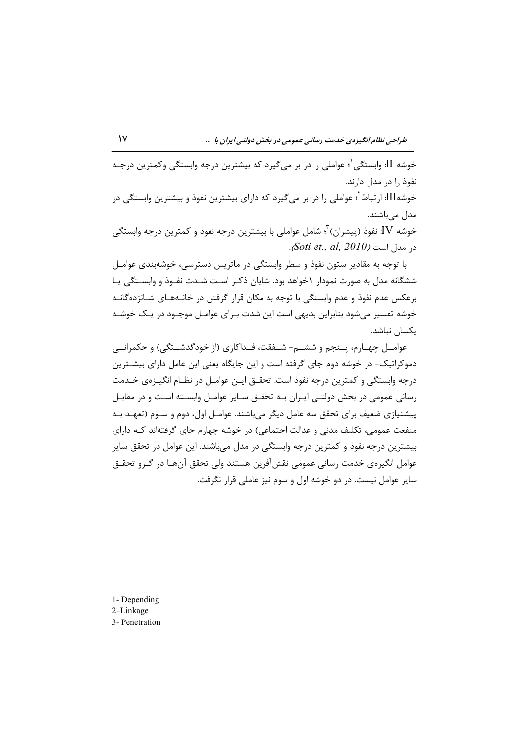خوشه II: وابستگی[1]؛ عواملی را در بر می‌گیرد که بیشترین درجه وابستگی وکمترین درجه نفوذ را در مدل دارند.

خوشهIII: ارتباط[2]؛ عواملی را در بر می‌گیرد که دارای بیشترین نفوذ و بیشترین وابستگی در مدل می‌باشند.

خوشه IV: نفوذ (پیشران)[3]؛ شامل عواملی با بیشترین درجه نفوذ و کمترین درجه وابستگی در مدل است (*Soti et., al, 2010*).

با توجه به مقادیر ستون نفوذ و سطر وابستگی در ماتریس دسترسی، خوشه‌بندی عوامل ششگانه مدل به صورت نمودار ۱خواهد بود. شایان ذکر است شدت نفوذ و وابستگی یا برعکس عدم نفوذ و عدم وابستگی با توجه به مکان قرار گرفتن در خانه‌های شانزده‌گانه خوشه تفسیر می‌شود بنابراین بدیهی است این شدت برای عوامل موجود در یک خوشه یکسان نباشد.

عوامل چهارم، پنجم و ششم- شفقت، فداکاری (از خودگذشتگی) و حکمرانی دموکراتیک- در خوشه دوم جای گرفته است و این جایگاه یعنی این عامل دارای بیشترین درجه وابستگی و کمترین درجه نفوذ است. تحقق این عوامل در نظام انگیزه‌ی خدمت رسانی عمومی در بخش دولتی ایران به تحقق سایر عوامل وابسته است و در مقابل پیشنیازی ضعیف برای تحقق سه عامل دیگر می‌باشند. عوامل اول، دوم و سوم (تعهد به منفعت عمومی، تکلیف مدنی و عدالت اجتماعی) در خوشه چهارم جای گرفته‌اند که دارای بیشترین درجه نفوذ و کمترین درجه وابستگی در مدل می‌باشند. این عوامل در تحقق سایر عوامل انگیزه‌ی خدمت رسانی عمومی نقش‌آفرین هستند ولی تحقق آن‌ها در گرو تحقق سایر عوامل نیست. در دو خوشه اول و سوم نیز عاملی قرار نگرفت.

---

1- Depending
2-Linkage
3- Penetration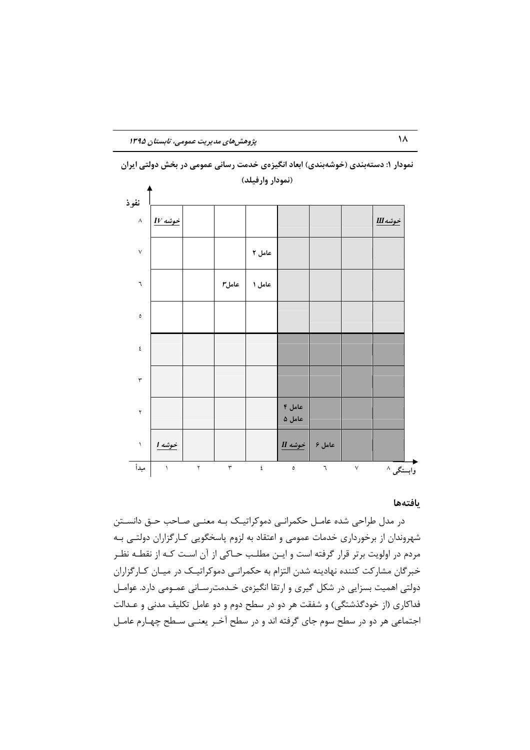**نمودار ۱: دسته‌بندی (خوشه‌بندی) ابعاد انگیزه‌ی خدمت رسانی عمومی در بخش دولتی ایران (نمودار وارفیلد)**

| نفوذ | | | | | | | | |
|---|---|---|---|---|---|---|---|---|
| ۸ | *خوشه IV* | | | | | | | *خوشه III* |
| ۷ | | | | عامل ۲ | | | | |
| ٦ | | | عامل۳ | عامل ۱ | | | | |
| ٥ | | | | | | | | |
| ٤ | | | | | | | | |
| ٣ | | | | | | | | |
| ٢ | | | | | عامل ۴ عامل ۵ | | | |
| ١ | *خوشه I* | | | | *خوشه II* | عامل ۶ | | |
| مبدأ | ١ | ٢ | ٣ | ٤ | ٥ | ٦ | ٧ | ٨ وابستگی |

## یافته‌ها

در مدل طراحی شده عامل حکمرانی دموکراتیک به معنی صاحب حق دانستن شهروندان از برخورداری خدمات عمومی و اعتقاد به لزوم پاسخگویی کارگزاران دولتی به مردم در اولویت برتر قرار گرفته است و این مطلب حاکی از آن است که از نقطه نظر خبرگان مشارکت کننده نهادینه شدن التزام به حکمرانی دموکراتیک در میان کارگزاران دولتی اهمیت بسزایی در شکل گیری و ارتقا انگیزه‌ی خدمت‌رسانی عمومی دارد. عوامل فداکاری (از خودگذشتگی) و شفقت هر دو در سطح دوم و دو عامل تکلیف مدنی و عدالت اجتماعی هر دو در سطح سوم جای گرفته اند و در سطح آخر یعنی سطح چهارم عامل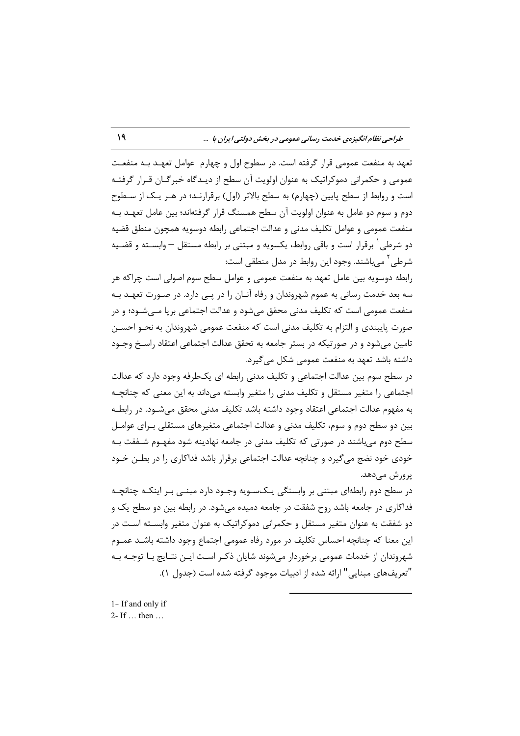تعهد به منفعت عمومی قرار گرفته است. در سطوح اول و چهارم عوامل تعهد به منفعت عمومی و حکمرانی دموکراتیک به عنوان اولویت آن سطح از دیدگاه خبرگان قرار گرفته است و روابط از سطح پایین (چهارم) به سطح بالاتر (اول) برقرارند؛ در هر یک از سطوح دوم و سوم دو عامل به عنوان اولویت آن سطح همسنگ قرار گرفته‌اند؛ بین عامل تعهد به منفعت عمومی و عوامل تکلیف مدنی و عدالت اجتماعی رابطه دوسویه همچون منطق قضیه دو شرطی[1] برقرار است و باقی روابط، یکسویه و مبتنی بر رابطه مستقل – وابسته و قضیه شرطی[2] می‌باشند. وجود این روابط در مدل منطقی است:

رابطه دوسویه بین عامل تعهد به منفعت عمومی و عوامل سطح سوم اصولی است چراکه هر سه بعد خدمت رسانی به عموم شهروندان و رفاه آنان را در پی دارد. در صورت تعهد به منفعت عمومی است که تکلیف مدنی محقق می‌شود و عدالت اجتماعی برپا می‌شود؛ و در صورت پایبندی و التزام به تکلیف مدنی است که منفعت عمومی شهروندان به نحو احسن تامین می‌شود و در صورتیکه در بستر جامعه به تحقق عدالت اجتماعی اعتقاد راسخ وجود داشته باشد تعهد به منفعت عمومی شکل می‌گیرد.

در سطح سوم بین عدالت اجتماعی و تکلیف مدنی رابطه ای یک‌طرفه وجود دارد که عدالت اجتماعی را متغیر مستقل و تکلیف مدنی را متغیر وابسته می‌داند به این معنی که چنانچه به مفهوم عدالت اجتماعی اعتقاد وجود داشته باشد تکلیف مدنی محقق می‌شود. در رابطه بین دو سطح دوم و سوم، تکلیف مدنی و عدالت اجتماعی متغیرهای مستقلی برای عوامل سطح دوم می‌باشند در صورتی که تکلیف مدنی در جامعه نهادینه شود مفهوم شفقت به خودی خود نضج می‌گیرد و چنانچه عدالت اجتماعی برقرار باشد فداکاری را در بطن خود پرورش می‌دهد.

در سطح دوم رابطه‌ای مبتنی بر وابستگی یک‌سویه وجود دارد مبنی بر اینکه چنانچه فداکاری در جامعه باشد روح شفقت در جامعه دمیده می‌شود. در رابطه بین دو سطح یک و دو شفقت به عنوان متغیر مستقل و حکمرانی دموکراتیک به عنوان متغیر وابسته است در این معنا که چنانچه احساس تکلیف در مورد رفاه عمومی اجتماع وجود داشته باشد عموم شهروندان از خدمات عمومی برخوردار می‌شوند شایان ذکر است این نتایج با توجه به "تعریف‌های مبنایی" ارائه شده از ادبیات موجود گرفته شده است (جدول ۱).

---

1- If and only if

2- If … then …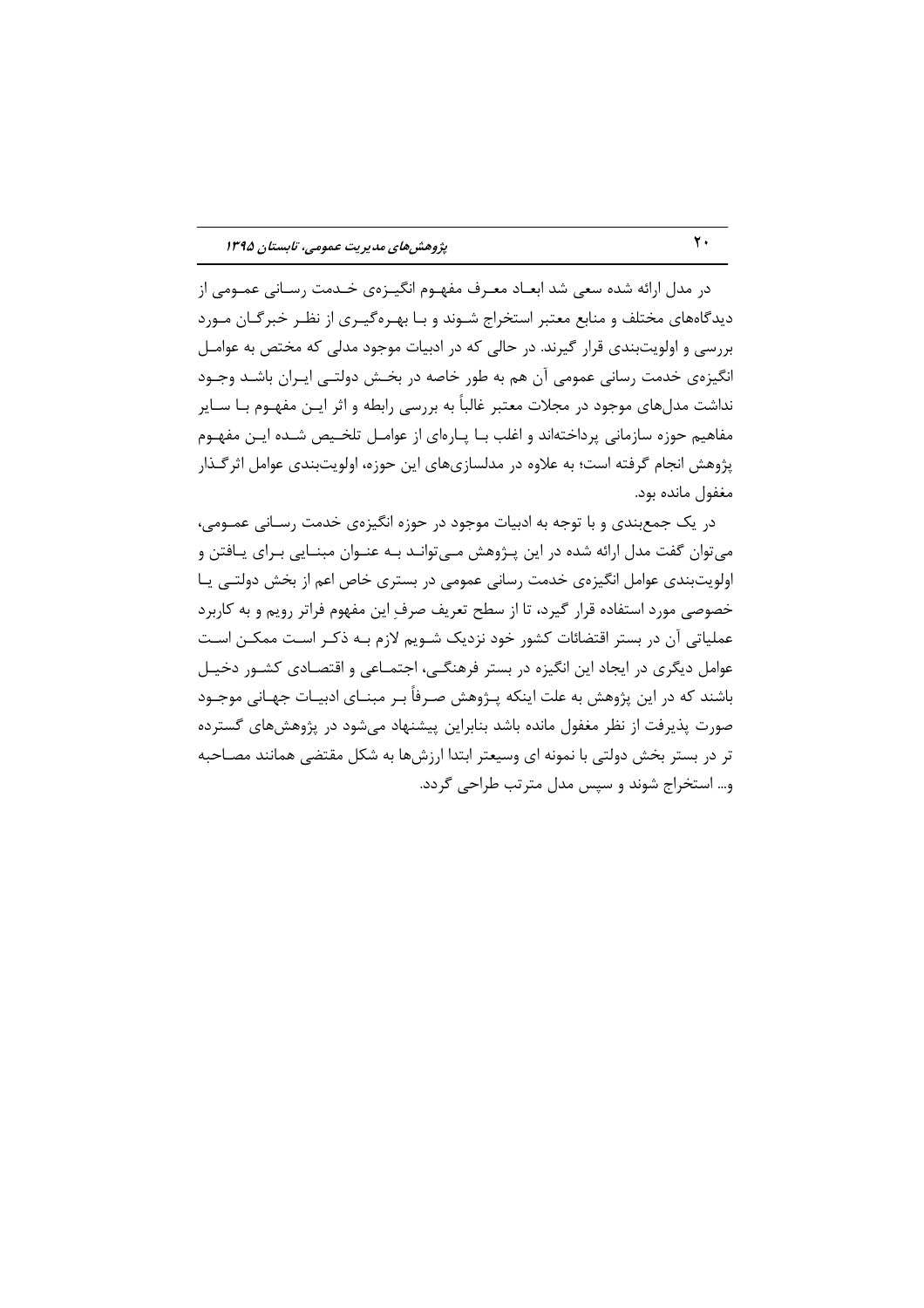در مدل ارائه شده سعی شد ابعاد معرف مفهوم انگیزه‌ی خدمت رسانی عمومی از دیدگاه‌های مختلف و منابع معتبر استخراج شوند و با بهره‌گیری از نظر خبرگان مورد بررسی و اولویت‌بندی قرار گیرند. در حالی که در ادبیات موجود مدلی که مختص به عوامل انگیزه‌ی خدمت رسانی عمومی آن هم به طور خاصه در بخش دولتی ایران باشد وجود نداشت مدل‌های موجود در مجلات معتبر غالباً به بررسی رابطه و اثر این مفهوم با سایر مفاهیم حوزه سازمانی پرداخته‌اند و اغلب با پاره‌ای از عوامل تلخیص شده این مفهوم پژوهش انجام گرفته است؛ به علاوه در مدلسازی‌های این حوزه، اولویت‌بندی عوامل اثرگذار مغفول مانده بود.

در یک جمع‌بندی و با توجه به ادبیات موجود در حوزه انگیزه‌ی خدمت رسانی عمومی، می‌توان گفت مدل ارائه شده در این پژوهش می‌تواند به عنوان مبنایی برای یافتن و اولویت‌بندی عوامل انگیزه‌ی خدمت رسانی عمومی در بستری خاص اعم از بخش دولتی یا خصوصی مورد استفاده قرار گیرد، تا از سطح تعریف صرفِ این مفهوم فراتر رویم و به کاربرد عملیاتی آن در بستر اقتضائات کشور خود نزدیک شویم لازم به ذکر است ممکن است عوامل دیگری در ایجاد این انگیزه در بستر فرهنگی، اجتماعی و اقتصادی کشور دخیل باشند که در این پژوهش به علت اینکه پژوهش صرفاً بر مبنای ادبیات جهانی موجود صورت پذیرفت از نظر مغفول مانده باشد بنابراین پیشنهاد می‌شود در پژوهش‌های گسترده تر در بستر بخش دولتی با نمونه ای وسیعتر ابتدا ارزش‌ها به شکل مقتضی همانند مصاحبه و... استخراج شوند و سپس مدل مترتب طراحی گردد.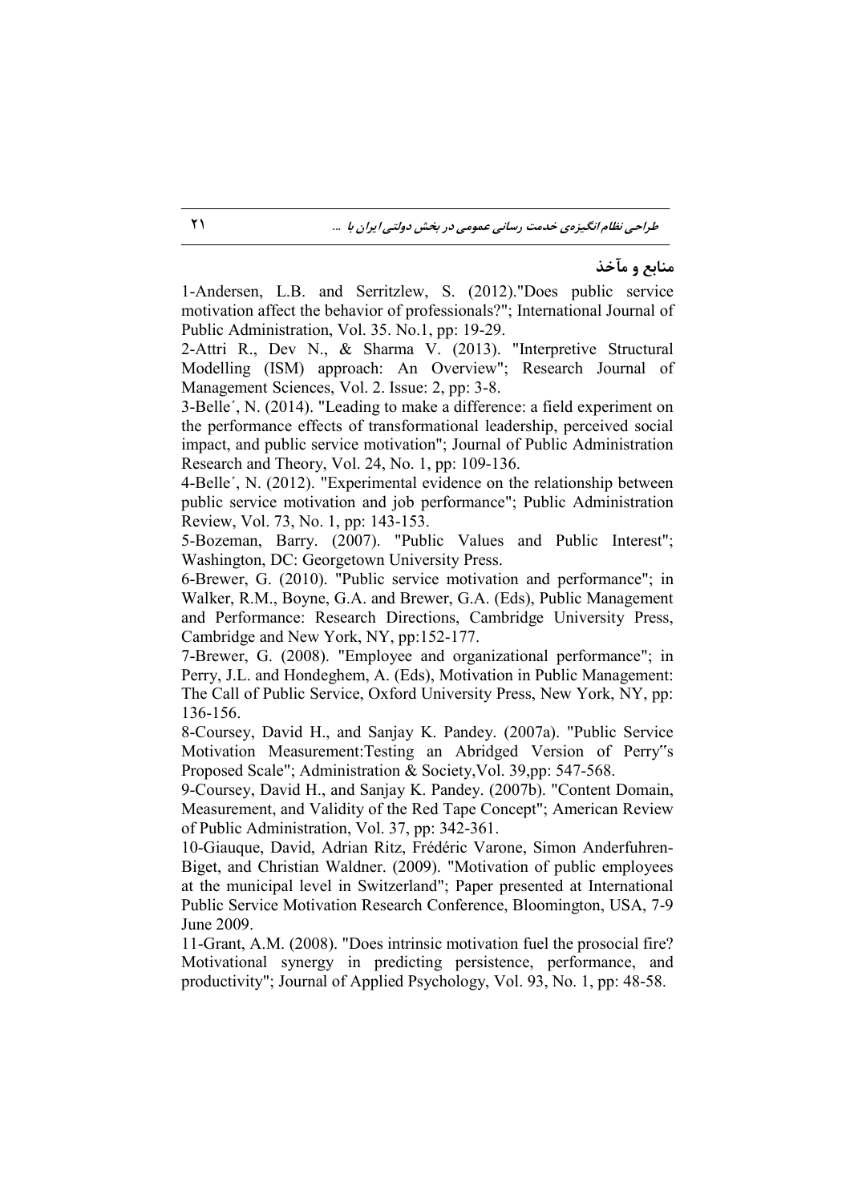## منابع و مآخذ

1-Andersen, L.B. and Serritzlew, S. (2012)."Does public service motivation affect the behavior of professionals?"; International Journal of Public Administration, Vol. 35. No.1, pp: 19-29.

2-Attri R., Dev N., & Sharma V. (2013). "Interpretive Structural Modelling (ISM) approach: An Overview"; Research Journal of Management Sciences, Vol. 2. Issue: 2, pp: 3-8.

3-Belle´, N. (2014). "Leading to make a difference: a field experiment on the performance effects of transformational leadership, perceived social impact, and public service motivation"; Journal of Public Administration Research and Theory, Vol. 24, No. 1, pp: 109-136.

4-Belle´, N. (2012). "Experimental evidence on the relationship between public service motivation and job performance"; Public Administration Review, Vol. 73, No. 1, pp: 143-153.

5-Bozeman, Barry. (2007). "Public Values and Public Interest"; Washington, DC: Georgetown University Press.

6-Brewer, G. (2010). "Public service motivation and performance"; in Walker, R.M., Boyne, G.A. and Brewer, G.A. (Eds), Public Management and Performance: Research Directions, Cambridge University Press, Cambridge and New York, NY, pp:152-177.

7-Brewer, G. (2008). "Employee and organizational performance"; in Perry, J.L. and Hondeghem, A. (Eds), Motivation in Public Management: The Call of Public Service, Oxford University Press, New York, NY, pp: 136-156.

8-Coursey, David H., and Sanjay K. Pandey. (2007a). "Public Service Motivation Measurement:Testing an Abridged Version of Perry‟s Proposed Scale"; Administration & Society,Vol. 39,pp: 547-568.

9-Coursey, David H., and Sanjay K. Pandey. (2007b). "Content Domain, Measurement, and Validity of the Red Tape Concept"; American Review of Public Administration, Vol. 37, pp: 342-361.

10-Giauque, David, Adrian Ritz, Frédéric Varone, Simon Anderfuhren-Biget, and Christian Waldner. (2009). "Motivation of public employees at the municipal level in Switzerland"; Paper presented at International Public Service Motivation Research Conference, Bloomington, USA, 7-9 June 2009.

11-Grant, A.M. (2008). "Does intrinsic motivation fuel the prosocial fire? Motivational synergy in predicting persistence, performance, and productivity"; Journal of Applied Psychology, Vol. 93, No. 1, pp: 48-58.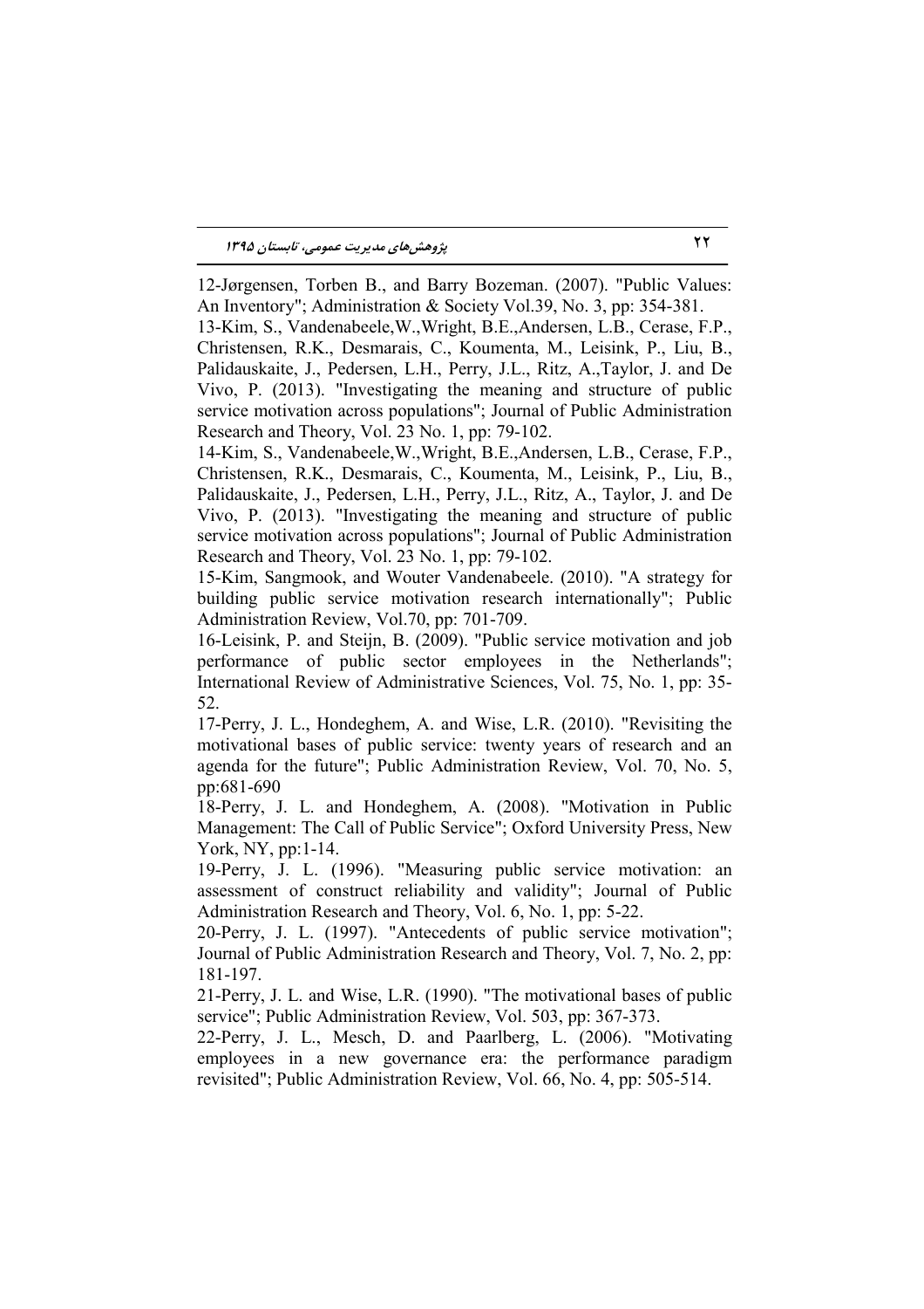12-Jørgensen, Torben B., and Barry Bozeman. (2007). "Public Values: An Inventory"; Administration & Society Vol.39, No. 3, pp: 354-381.

13-Kim, S., Vandenabeele,W.,Wright, B.E.,Andersen, L.B., Cerase, F.P., Christensen, R.K., Desmarais, C., Koumenta, M., Leisink, P., Liu, B., Palidauskaite, J., Pedersen, L.H., Perry, J.L., Ritz, A.,Taylor, J. and De Vivo, P. (2013). "Investigating the meaning and structure of public service motivation across populations"; Journal of Public Administration Research and Theory, Vol. 23 No. 1, pp: 79-102.

14-Kim, S., Vandenabeele,W.,Wright, B.E.,Andersen, L.B., Cerase, F.P., Christensen, R.K., Desmarais, C., Koumenta, M., Leisink, P., Liu, B., Palidauskaite, J., Pedersen, L.H., Perry, J.L., Ritz, A., Taylor, J. and De Vivo, P. (2013). "Investigating the meaning and structure of public service motivation across populations"; Journal of Public Administration Research and Theory, Vol. 23 No. 1, pp: 79-102.

15-Kim, Sangmook, and Wouter Vandenabeele. (2010). "A strategy for building public service motivation research internationally"; Public Administration Review, Vol.70, pp: 701-709.

16-Leisink, P. and Steijn, B. (2009). "Public service motivation and job performance of public sector employees in the Netherlands"; International Review of Administrative Sciences, Vol. 75, No. 1, pp: 35-52.

17-Perry, J. L., Hondeghem, A. and Wise, L.R. (2010). "Revisiting the motivational bases of public service: twenty years of research and an agenda for the future"; Public Administration Review, Vol. 70, No. 5, pp:681-690

18-Perry, J. L. and Hondeghem, A. (2008). "Motivation in Public Management: The Call of Public Service"; Oxford University Press, New York, NY, pp:1-14.

19-Perry, J. L. (1996). "Measuring public service motivation: an assessment of construct reliability and validity"; Journal of Public Administration Research and Theory, Vol. 6, No. 1, pp: 5-22.

20-Perry, J. L. (1997). "Antecedents of public service motivation"; Journal of Public Administration Research and Theory, Vol. 7, No. 2, pp: 181-197.

21-Perry, J. L. and Wise, L.R. (1990). "The motivational bases of public service"; Public Administration Review, Vol. 503, pp: 367-373.

22-Perry, J. L., Mesch, D. and Paarlberg, L. (2006). "Motivating employees in a new governance era: the performance paradigm revisited"; Public Administration Review, Vol. 66, No. 4, pp: 505-514.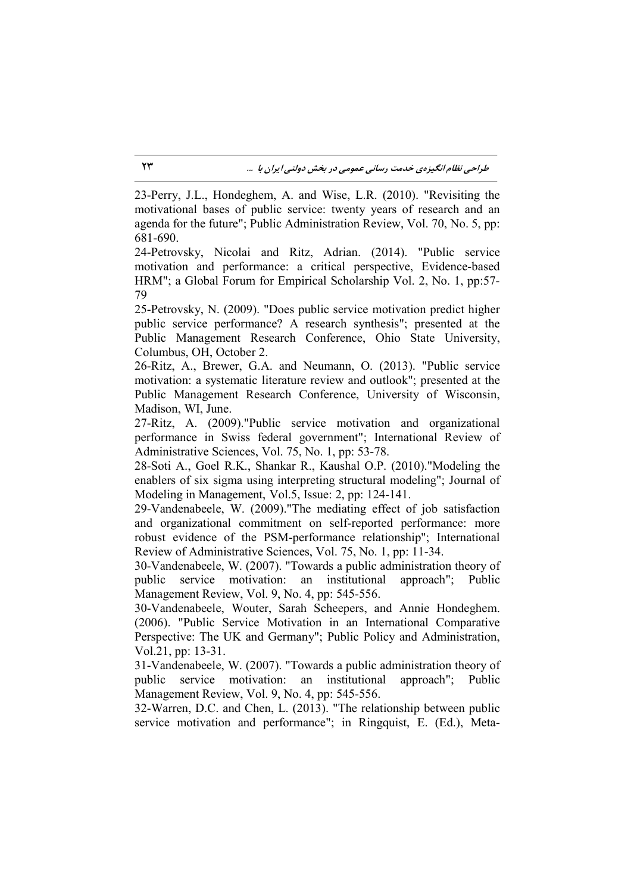23-Perry, J.L., Hondeghem, A. and Wise, L.R. (2010). "Revisiting the motivational bases of public service: twenty years of research and an agenda for the future"; Public Administration Review, Vol. 70, No. 5, pp: 681-690.

24-Petrovsky, Nicolai and Ritz, Adrian. (2014). "Public service motivation and performance: a critical perspective, Evidence-based HRM"; a Global Forum for Empirical Scholarship Vol. 2, No. 1, pp:57-79

25-Petrovsky, N. (2009). "Does public service motivation predict higher public service performance? A research synthesis"; presented at the Public Management Research Conference, Ohio State University, Columbus, OH, October 2.

26-Ritz, A., Brewer, G.A. and Neumann, O. (2013). "Public service motivation: a systematic literature review and outlook"; presented at the Public Management Research Conference, University of Wisconsin, Madison, WI, June.

27-Ritz, A. (2009)."Public service motivation and organizational performance in Swiss federal government"; International Review of Administrative Sciences, Vol. 75, No. 1, pp: 53-78.

28-Soti A., Goel R.K., Shankar R., Kaushal O.P. (2010)."Modeling the enablers of six sigma using interpreting structural modeling"; Journal of Modeling in Management, Vol.5, Issue: 2, pp: 124-141.

29-Vandenabeele, W. (2009)."The mediating effect of job satisfaction and organizational commitment on self-reported performance: more robust evidence of the PSM-performance relationship"; International Review of Administrative Sciences, Vol. 75, No. 1, pp: 11-34.

30-Vandenabeele, W. (2007). "Towards a public administration theory of public service motivation: an institutional approach"; Public Management Review, Vol. 9, No. 4, pp: 545-556.

30-Vandenabeele, Wouter, Sarah Scheepers, and Annie Hondeghem. (2006). "Public Service Motivation in an International Comparative Perspective: The UK and Germany"; Public Policy and Administration, Vol.21, pp: 13-31.

31-Vandenabeele, W. (2007). "Towards a public administration theory of public service motivation: an institutional approach"; Public Management Review, Vol. 9, No. 4, pp: 545-556.

32-Warren, D.C. and Chen, L. (2013). "The relationship between public service motivation and performance"; in Ringquist, E. (Ed.), Meta-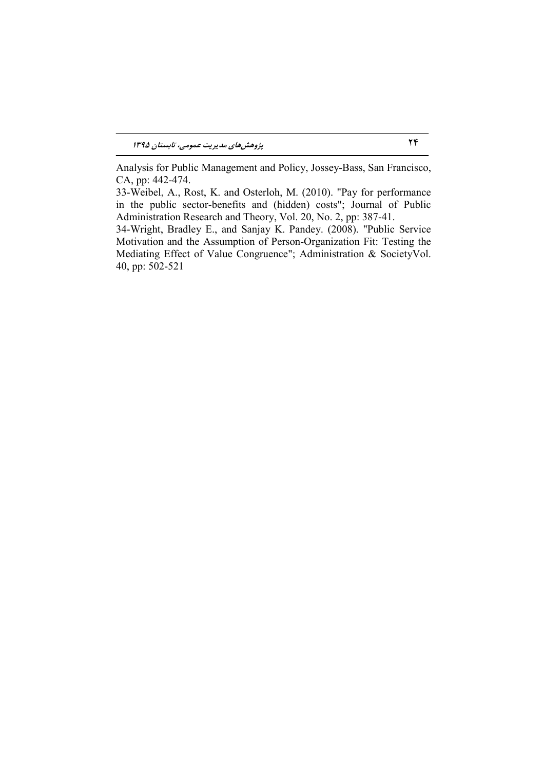Analysis for Public Management and Policy, Jossey-Bass, San Francisco, CA, pp: 442-474.

33-Weibel, A., Rost, K. and Osterloh, M. (2010). "Pay for performance in the public sector-benefits and (hidden) costs"; Journal of Public Administration Research and Theory, Vol. 20, No. 2, pp: 387-41.

34-Wright, Bradley E., and Sanjay K. Pandey. (2008). "Public Service Motivation and the Assumption of Person-Organization Fit: Testing the Mediating Effect of Value Congruence"; Administration & SocietyVol. 40, pp: 502-521